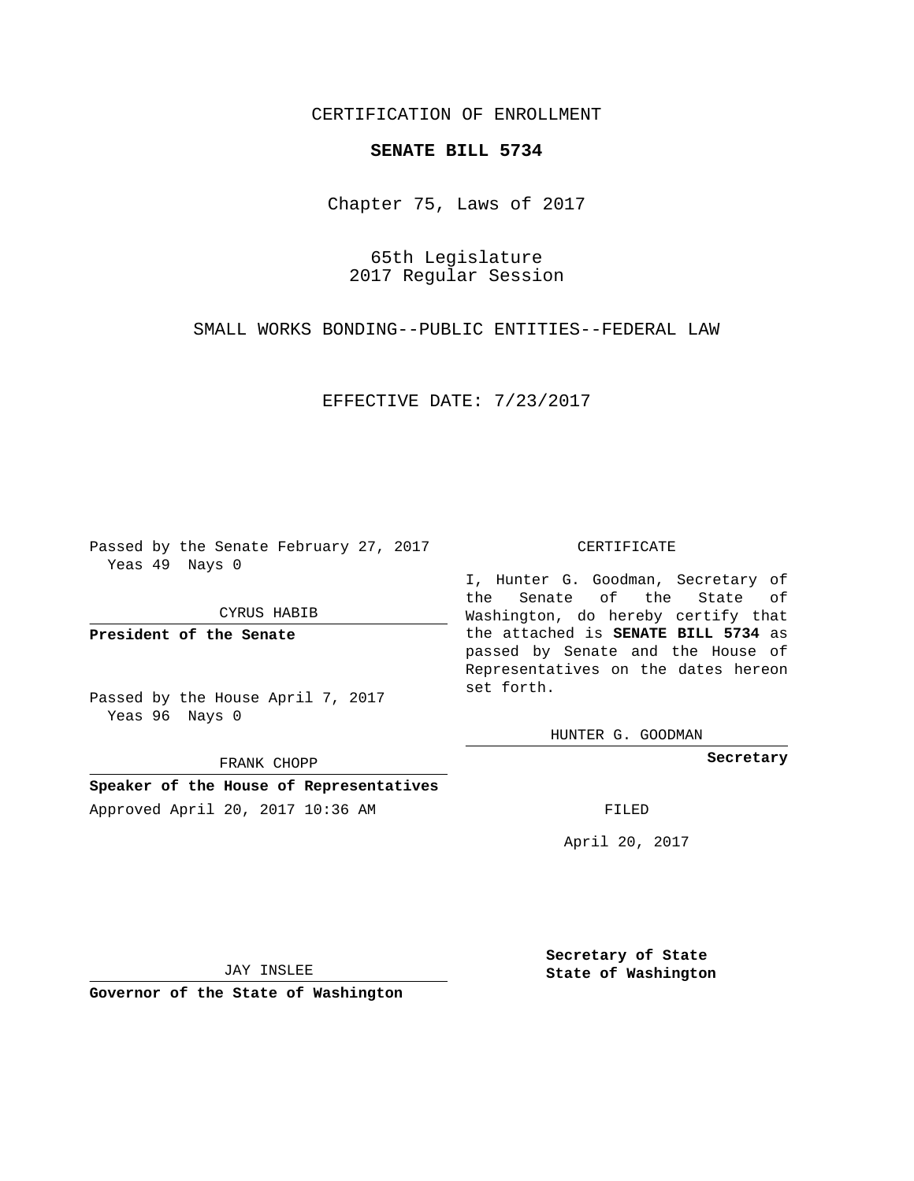CERTIFICATION OF ENROLLMENT

# SENATE BILL 5734

Chapter 75, Laws of 2017

65th Legislature
2017 Regular Session

SMALL WORKS BONDING--PUBLIC ENTITIES--FEDERAL LAW

EFFECTIVE DATE: 7/23/2017

Passed by the Senate February 27, 2017
Yeas 49 Nays 0

CYRUS HABIB

**President of the Senate**

Passed by the House April 7, 2017
Yeas 96 Nays 0

FRANK CHOPP

**Speaker of the House of Representatives**

Approved April 20, 2017 10:36 AM

JAY INSLEE

**Governor of the State of Washington**

CERTIFICATE

I, Hunter G. Goodman, Secretary of the Senate of the State of Washington, do hereby certify that the attached is **SENATE BILL 5734** as passed by Senate and the House of Representatives on the dates hereon set forth.

HUNTER G. GOODMAN

**Secretary**

FILED

April 20, 2017

**Secretary of State**
**State of Washington**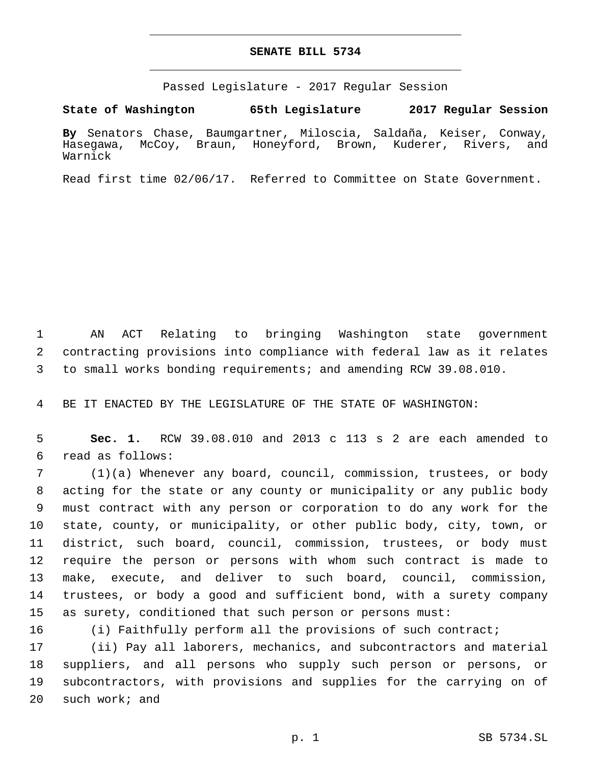# SENATE BILL 5734

Passed Legislature - 2017 Regular Session

**State of Washington 65th Legislature 2017 Regular Session**

**By** Senators Chase, Baumgartner, Miloscia, Saldaña, Keiser, Conway, Hasegawa, McCoy, Braun, Honeyford, Brown, Kuderer, Rivers, and Warnick

Read first time 02/06/17. Referred to Committee on State Government.

1 AN ACT Relating to bringing Washington state government contracting provisions into compliance with federal law as it relates to small works bonding requirements; and amending RCW 39.08.010.

4 BE IT ENACTED BY THE LEGISLATURE OF THE STATE OF WASHINGTON:

5 **Sec. 1.** RCW 39.08.010 and 2013 c 113 s 2 are each amended to read as follows:

7 (1)(a) Whenever any board, council, commission, trustees, or body acting for the state or any county or municipality or any public body must contract with any person or corporation to do any work for the state, county, or municipality, or other public body, city, town, or district, such board, council, commission, trustees, or body must require the person or persons with whom such contract is made to make, execute, and deliver to such board, council, commission, trustees, or body a good and sufficient bond, with a surety company as surety, conditioned that such person or persons must:

16 (i) Faithfully perform all the provisions of such contract;

17 (ii) Pay all laborers, mechanics, and subcontractors and material suppliers, and all persons who supply such person or persons, or subcontractors, with provisions and supplies for the carrying on of such work; and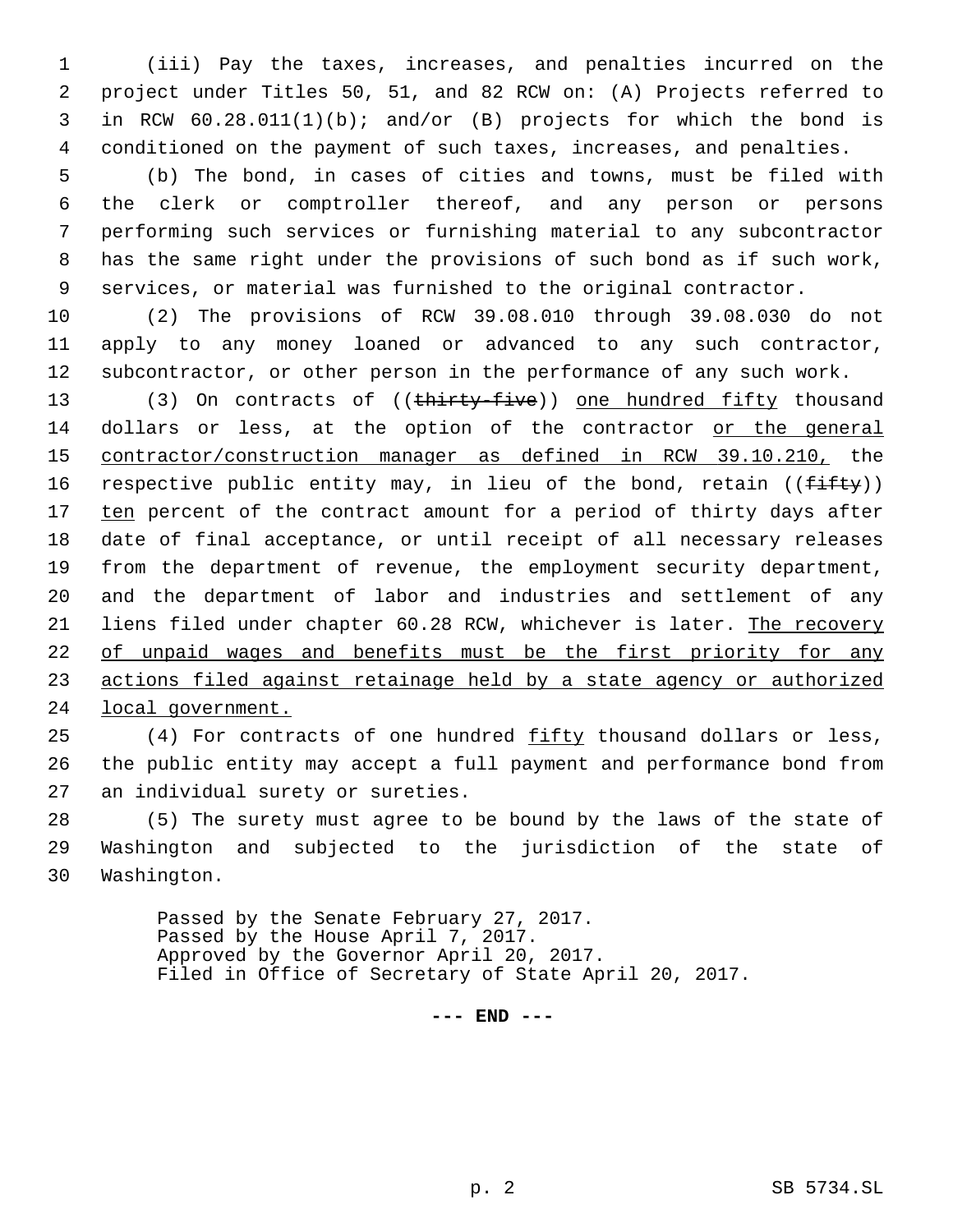(iii) Pay the taxes, increases, and penalties incurred on the project under Titles 50, 51, and 82 RCW on: (A) Projects referred to in RCW 60.28.011(1)(b); and/or (B) projects for which the bond is conditioned on the payment of such taxes, increases, and penalties.

(b) The bond, in cases of cities and towns, must be filed with the clerk or comptroller thereof, and any person or persons performing such services or furnishing material to any subcontractor has the same right under the provisions of such bond as if such work, services, or material was furnished to the original contractor.

(2) The provisions of RCW 39.08.010 through 39.08.030 do not apply to any money loaned or advanced to any such contractor, subcontractor, or other person in the performance of any such work.

(3) On contracts of ((~~thirty-five~~)) <u>one hundred fifty</u> thousand dollars or less, at the option of the contractor <u>or the general contractor/construction manager as defined in RCW 39.10.210,</u> the respective public entity may, in lieu of the bond, retain ((~~fifty~~)) <u>ten</u> percent of the contract amount for a period of thirty days after date of final acceptance, or until receipt of all necessary releases from the department of revenue, the employment security department, and the department of labor and industries and settlement of any liens filed under chapter 60.28 RCW, whichever is later. <u>The recovery of unpaid wages and benefits must be the first priority for any actions filed against retainage held by a state agency or authorized local government.</u>

(4) For contracts of one hundred <u>fifty</u> thousand dollars or less, the public entity may accept a full payment and performance bond from an individual surety or sureties.

(5) The surety must agree to be bound by the laws of the state of Washington and subjected to the jurisdiction of the state of Washington.

Passed by the Senate February 27, 2017.
Passed by the House April 7, 2017.
Approved by the Governor April 20, 2017.
Filed in Office of Secretary of State April 20, 2017.

**--- END ---**